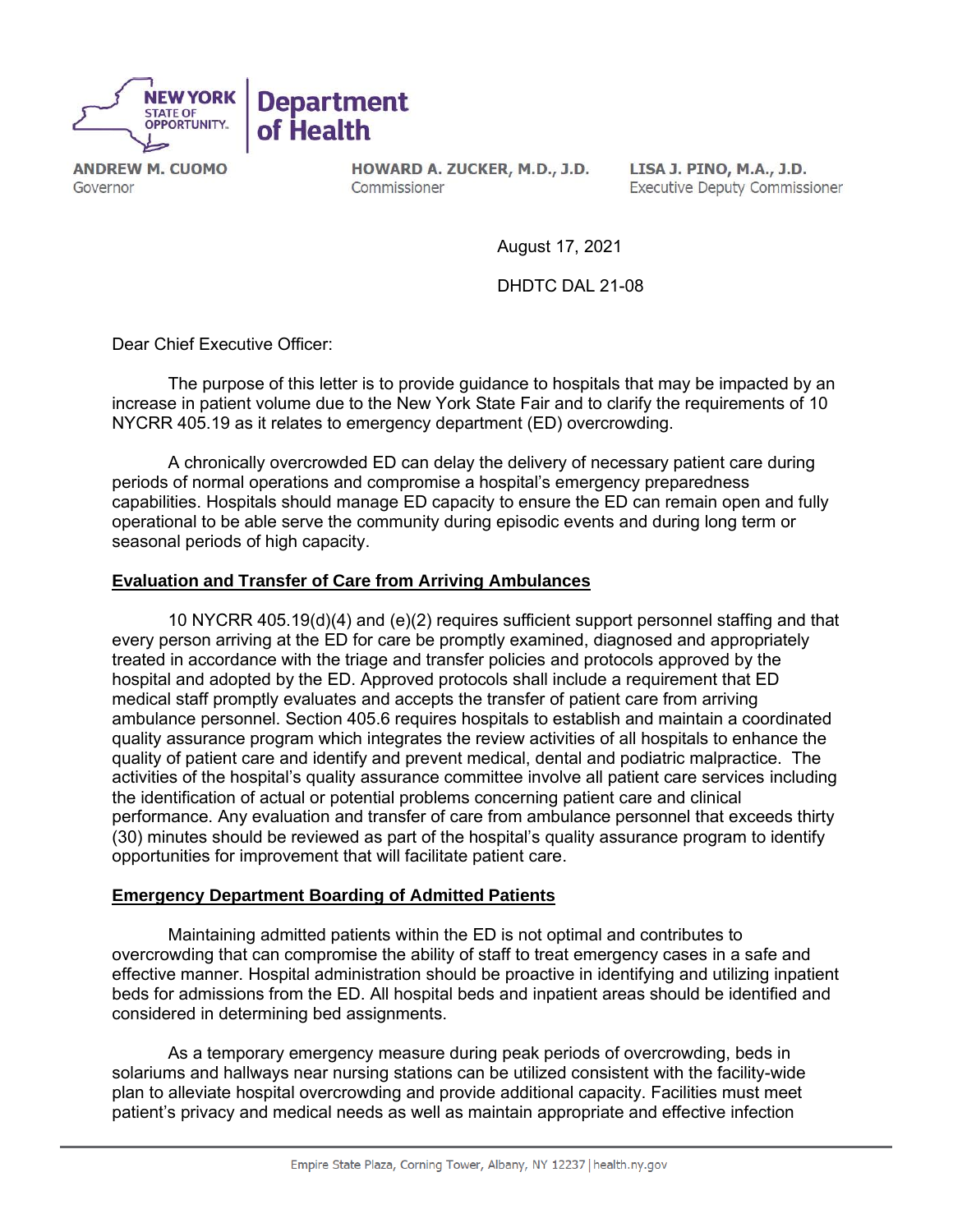NEW YORK STATE OF OPPORTUNITY. | Department of Health

**ANDREW M. CUOMO**
Governor

**HOWARD A. ZUCKER, M.D., J.D.**
Commissioner

**LISA J. PINO, M.A., J.D.**
Executive Deputy Commissioner

August 17, 2021

DHDTC DAL 21-08

Dear Chief Executive Officer:

The purpose of this letter is to provide guidance to hospitals that may be impacted by an increase in patient volume due to the New York State Fair and to clarify the requirements of 10 NYCRR 405.19 as it relates to emergency department (ED) overcrowding.

A chronically overcrowded ED can delay the delivery of necessary patient care during periods of normal operations and compromise a hospital's emergency preparedness capabilities. Hospitals should manage ED capacity to ensure the ED can remain open and fully operational to be able serve the community during episodic events and during long term or seasonal periods of high capacity.

**Evaluation and Transfer of Care from Arriving Ambulances**

10 NYCRR 405.19(d)(4) and (e)(2) requires sufficient support personnel staffing and that every person arriving at the ED for care be promptly examined, diagnosed and appropriately treated in accordance with the triage and transfer policies and protocols approved by the hospital and adopted by the ED. Approved protocols shall include a requirement that ED medical staff promptly evaluates and accepts the transfer of patient care from arriving ambulance personnel. Section 405.6 requires hospitals to establish and maintain a coordinated quality assurance program which integrates the review activities of all hospitals to enhance the quality of patient care and identify and prevent medical, dental and podiatric malpractice. The activities of the hospital's quality assurance committee involve all patient care services including the identification of actual or potential problems concerning patient care and clinical performance. Any evaluation and transfer of care from ambulance personnel that exceeds thirty (30) minutes should be reviewed as part of the hospital's quality assurance program to identify opportunities for improvement that will facilitate patient care.

**Emergency Department Boarding of Admitted Patients**

Maintaining admitted patients within the ED is not optimal and contributes to overcrowding that can compromise the ability of staff to treat emergency cases in a safe and effective manner. Hospital administration should be proactive in identifying and utilizing inpatient beds for admissions from the ED. All hospital beds and inpatient areas should be identified and considered in determining bed assignments.

As a temporary emergency measure during peak periods of overcrowding, beds in solariums and hallways near nursing stations can be utilized consistent with the facility-wide plan to alleviate hospital overcrowding and provide additional capacity. Facilities must meet patient's privacy and medical needs as well as maintain appropriate and effective infection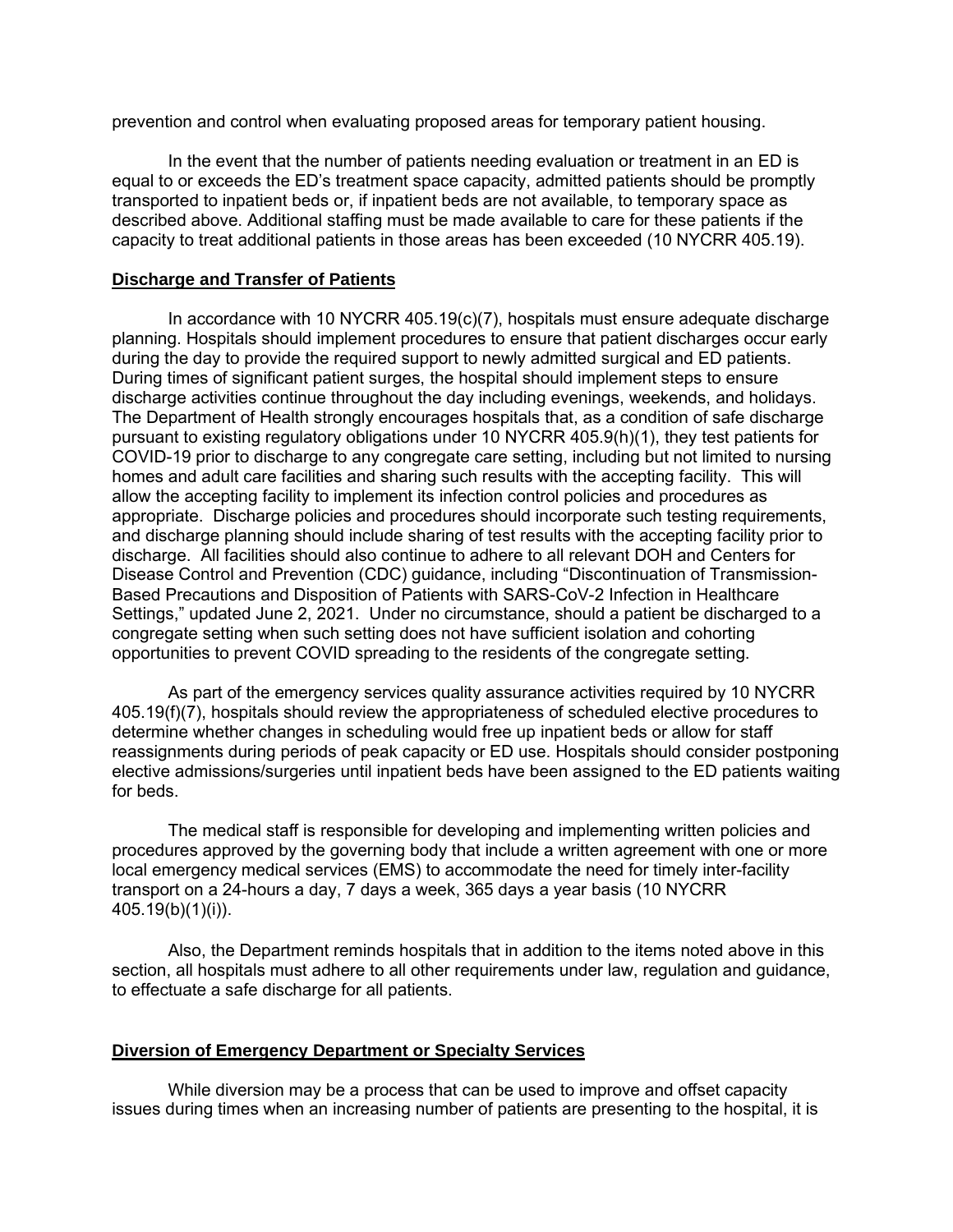prevention and control when evaluating proposed areas for temporary patient housing.

In the event that the number of patients needing evaluation or treatment in an ED is equal to or exceeds the ED's treatment space capacity, admitted patients should be promptly transported to inpatient beds or, if inpatient beds are not available, to temporary space as described above. Additional staffing must be made available to care for these patients if the capacity to treat additional patients in those areas has been exceeded (10 NYCRR 405.19).

## Discharge and Transfer of Patients

In accordance with 10 NYCRR 405.19(c)(7), hospitals must ensure adequate discharge planning. Hospitals should implement procedures to ensure that patient discharges occur early during the day to provide the required support to newly admitted surgical and ED patients. During times of significant patient surges, the hospital should implement steps to ensure discharge activities continue throughout the day including evenings, weekends, and holidays. The Department of Health strongly encourages hospitals that, as a condition of safe discharge pursuant to existing regulatory obligations under 10 NYCRR 405.9(h)(1), they test patients for COVID-19 prior to discharge to any congregate care setting, including but not limited to nursing homes and adult care facilities and sharing such results with the accepting facility. This will allow the accepting facility to implement its infection control policies and procedures as appropriate. Discharge policies and procedures should incorporate such testing requirements, and discharge planning should include sharing of test results with the accepting facility prior to discharge. All facilities should also continue to adhere to all relevant DOH and Centers for Disease Control and Prevention (CDC) guidance, including "Discontinuation of Transmission-Based Precautions and Disposition of Patients with SARS-CoV-2 Infection in Healthcare Settings," updated June 2, 2021. Under no circumstance, should a patient be discharged to a congregate setting when such setting does not have sufficient isolation and cohorting opportunities to prevent COVID spreading to the residents of the congregate setting.

As part of the emergency services quality assurance activities required by 10 NYCRR 405.19(f)(7), hospitals should review the appropriateness of scheduled elective procedures to determine whether changes in scheduling would free up inpatient beds or allow for staff reassignments during periods of peak capacity or ED use. Hospitals should consider postponing elective admissions/surgeries until inpatient beds have been assigned to the ED patients waiting for beds.

The medical staff is responsible for developing and implementing written policies and procedures approved by the governing body that include a written agreement with one or more local emergency medical services (EMS) to accommodate the need for timely inter-facility transport on a 24-hours a day, 7 days a week, 365 days a year basis (10 NYCRR 405.19(b)(1)(i)).

Also, the Department reminds hospitals that in addition to the items noted above in this section, all hospitals must adhere to all other requirements under law, regulation and guidance, to effectuate a safe discharge for all patients.

## Diversion of Emergency Department or Specialty Services

While diversion may be a process that can be used to improve and offset capacity issues during times when an increasing number of patients are presenting to the hospital, it is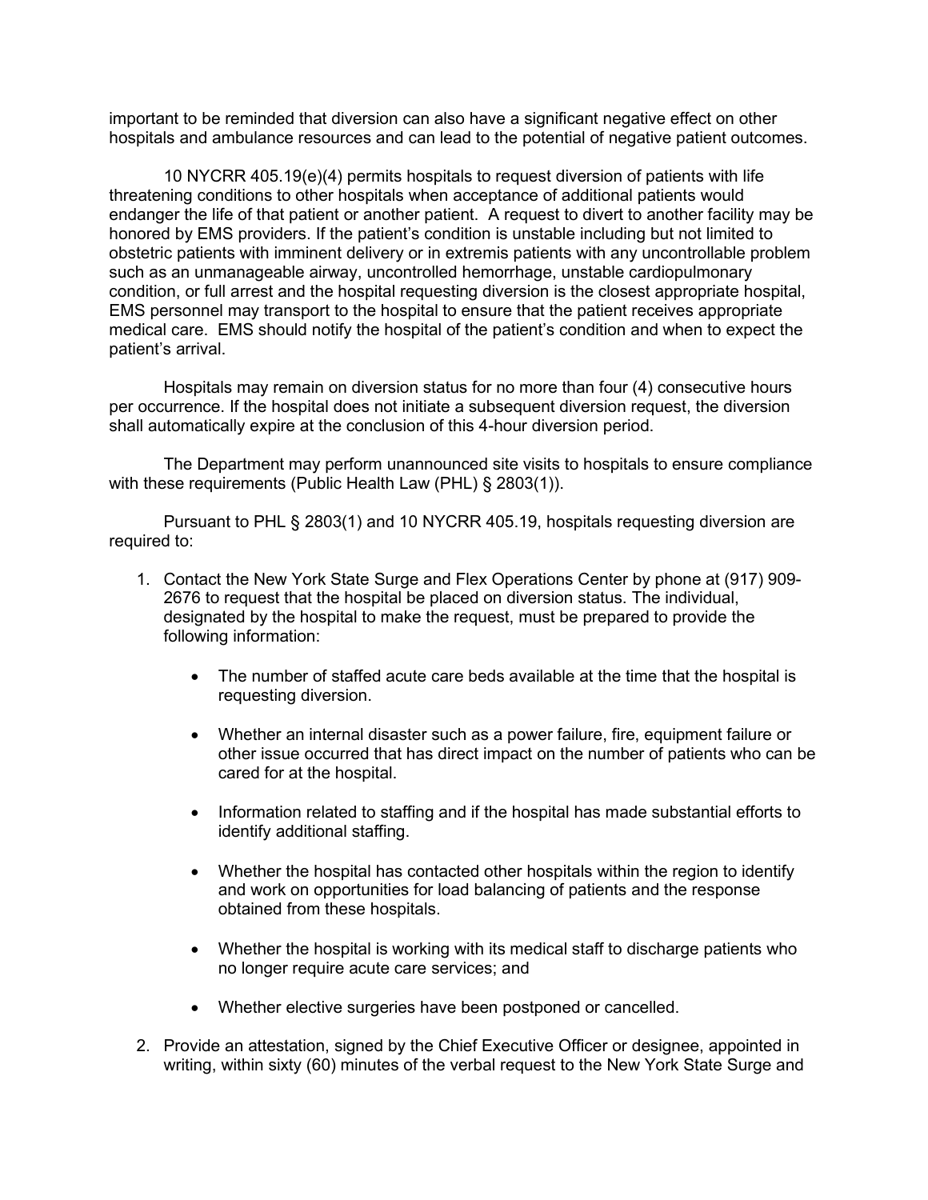important to be reminded that diversion can also have a significant negative effect on other hospitals and ambulance resources and can lead to the potential of negative patient outcomes.

10 NYCRR 405.19(e)(4) permits hospitals to request diversion of patients with life threatening conditions to other hospitals when acceptance of additional patients would endanger the life of that patient or another patient. A request to divert to another facility may be honored by EMS providers. If the patient's condition is unstable including but not limited to obstetric patients with imminent delivery or in extremis patients with any uncontrollable problem such as an unmanageable airway, uncontrolled hemorrhage, unstable cardiopulmonary condition, or full arrest and the hospital requesting diversion is the closest appropriate hospital, EMS personnel may transport to the hospital to ensure that the patient receives appropriate medical care. EMS should notify the hospital of the patient's condition and when to expect the patient's arrival.

Hospitals may remain on diversion status for no more than four (4) consecutive hours per occurrence. If the hospital does not initiate a subsequent diversion request, the diversion shall automatically expire at the conclusion of this 4-hour diversion period.

The Department may perform unannounced site visits to hospitals to ensure compliance with these requirements (Public Health Law (PHL) § 2803(1)).

Pursuant to PHL § 2803(1) and 10 NYCRR 405.19, hospitals requesting diversion are required to:

1. Contact the New York State Surge and Flex Operations Center by phone at (917) 909-2676 to request that the hospital be placed on diversion status. The individual, designated by the hospital to make the request, must be prepared to provide the following information:

    - The number of staffed acute care beds available at the time that the hospital is requesting diversion.
    - Whether an internal disaster such as a power failure, fire, equipment failure or other issue occurred that has direct impact on the number of patients who can be cared for at the hospital.
    - Information related to staffing and if the hospital has made substantial efforts to identify additional staffing.
    - Whether the hospital has contacted other hospitals within the region to identify and work on opportunities for load balancing of patients and the response obtained from these hospitals.
    - Whether the hospital is working with its medical staff to discharge patients who no longer require acute care services; and
    - Whether elective surgeries have been postponed or cancelled.

2. Provide an attestation, signed by the Chief Executive Officer or designee, appointed in writing, within sixty (60) minutes of the verbal request to the New York State Surge and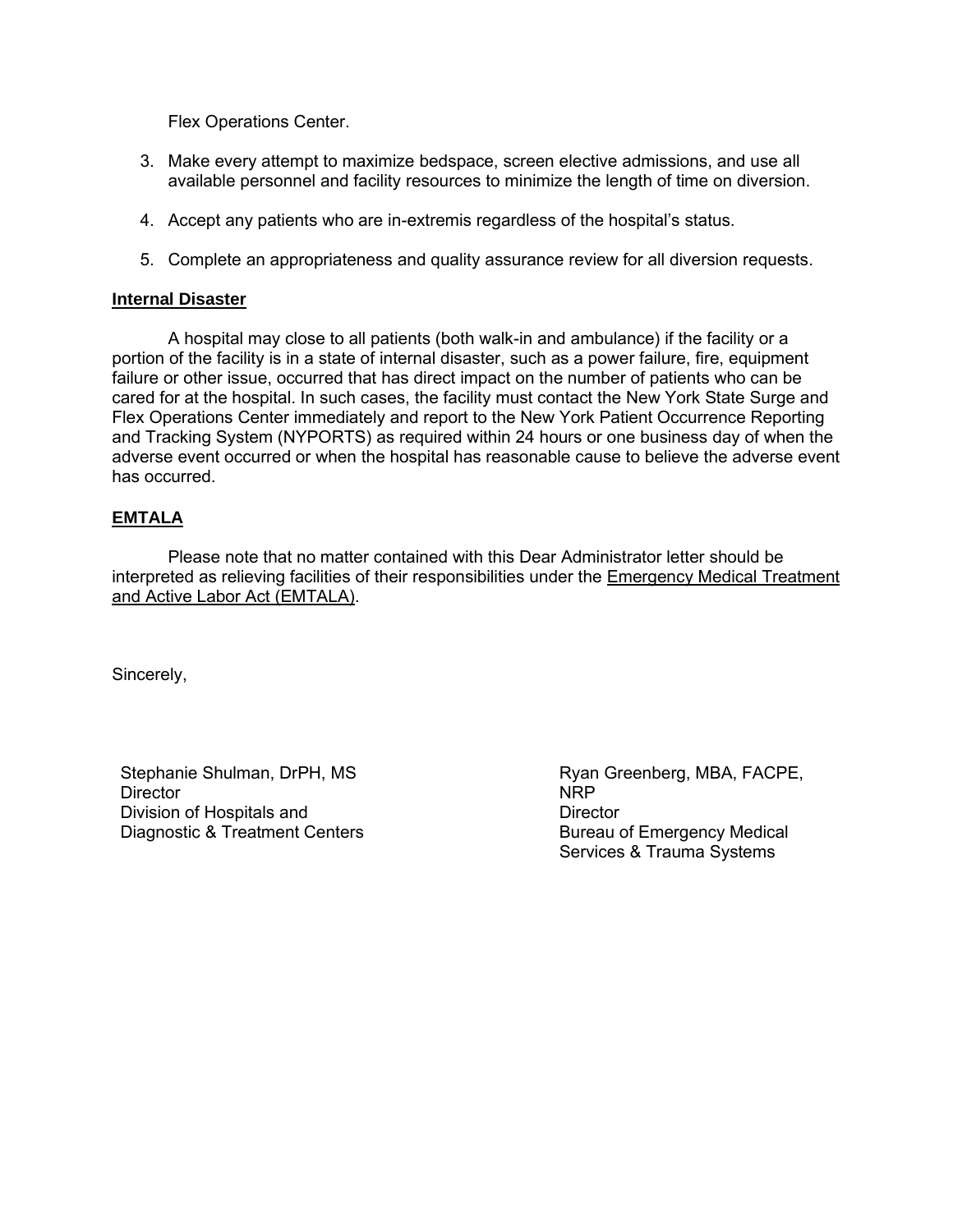Flex Operations Center.

3. Make every attempt to maximize bedspace, screen elective admissions, and use all available personnel and facility resources to minimize the length of time on diversion.

4. Accept any patients who are in-extremis regardless of the hospital's status.

5. Complete an appropriateness and quality assurance review for all diversion requests.

**Internal Disaster**

A hospital may close to all patients (both walk-in and ambulance) if the facility or a portion of the facility is in a state of internal disaster, such as a power failure, fire, equipment failure or other issue, occurred that has direct impact on the number of patients who can be cared for at the hospital. In such cases, the facility must contact the New York State Surge and Flex Operations Center immediately and report to the New York Patient Occurrence Reporting and Tracking System (NYPORTS) as required within 24 hours or one business day of when the adverse event occurred or when the hospital has reasonable cause to believe the adverse event has occurred.

**EMTALA**

Please note that no matter contained with this Dear Administrator letter should be interpreted as relieving facilities of their responsibilities under the Emergency Medical Treatment and Active Labor Act (EMTALA).

Sincerely,

Stephanie Shulman, DrPH, MS
Director
Division of Hospitals and
Diagnostic & Treatment Centers

Ryan Greenberg, MBA, FACPE, NRP
Director
Bureau of Emergency Medical
Services & Trauma Systems